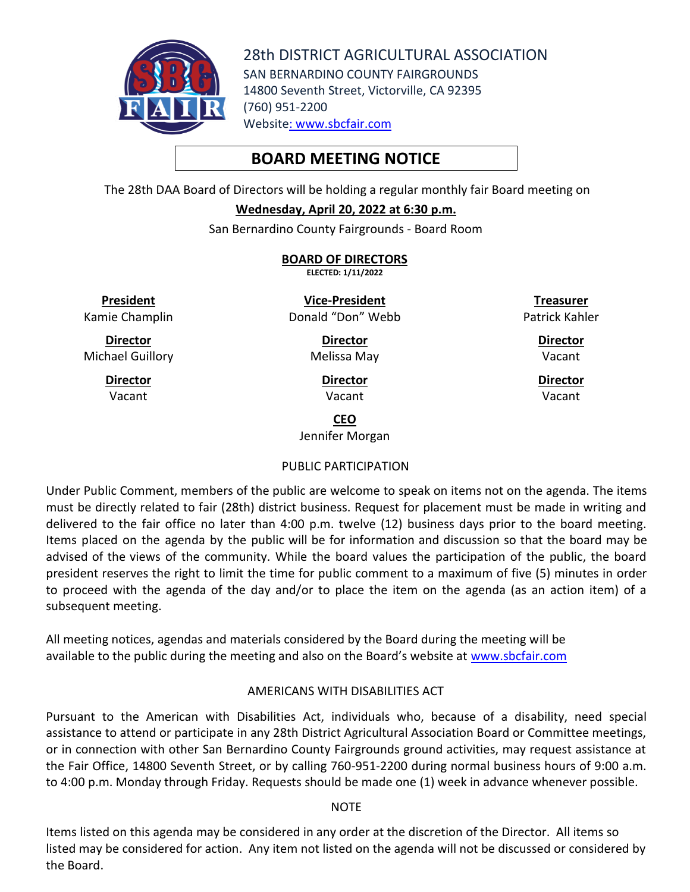# 28th DISTRICT AGRICULTURAL ASSOCIATION

SAN BERNARDINO COUNTY FAIRGROUNDS
14800 Seventh Street, Victorville, CA 92395
(760) 951-2200
Website: www.sbcfair.com

## BOARD MEETING NOTICE

The 28th DAA Board of Directors will be holding a regular monthly fair Board meeting on

**Wednesday, April 20, 2022 at 6:30 p.m.**

San Bernardino County Fairgrounds - Board Room

### BOARD OF DIRECTORS

**ELECTED: 1/11/2022**

| **President** | **Vice-President** | **Treasurer** |
|---|---|---|
| Kamie Champlin | Donald “Don” Webb | Patrick Kahler |
| **Director** | **Director** | **Director** |
| Michael Guillory | Melissa May | Vacant |
| **Director** | **Director** | **Director** |
| Vacant | Vacant | Vacant |

**CEO**
Jennifer Morgan

PUBLIC PARTICIPATION

Under Public Comment, members of the public are welcome to speak on items not on the agenda. The items must be directly related to fair (28th) district business. Request for placement must be made in writing and delivered to the fair office no later than 4:00 p.m. twelve (12) business days prior to the board meeting. Items placed on the agenda by the public will be for information and discussion so that the board may be advised of the views of the community. While the board values the participation of the public, the board president reserves the right to limit the time for public comment to a maximum of five (5) minutes in order to proceed with the agenda of the day and/or to place the item on the agenda (as an action item) of a subsequent meeting.

All meeting notices, agendas and materials considered by the Board during the meeting will be available to the public during the meeting and also on the Board’s website at www.sbcfair.com

AMERICANS WITH DISABILITIES ACT

Pursuant to the American with Disabilities Act, individuals who, because of a disability, need special assistance to attend or participate in any 28th District Agricultural Association Board or Committee meetings, or in connection with other San Bernardino County Fairgrounds ground activities, may request assistance at the Fair Office, 14800 Seventh Street, or by calling 760-951-2200 during normal business hours of 9:00 a.m. to 4:00 p.m. Monday through Friday. Requests should be made one (1) week in advance whenever possible.

NOTE

Items listed on this agenda may be considered in any order at the discretion of the Director. All items so listed may be considered for action. Any item not listed on the agenda will not be discussed or considered by the Board.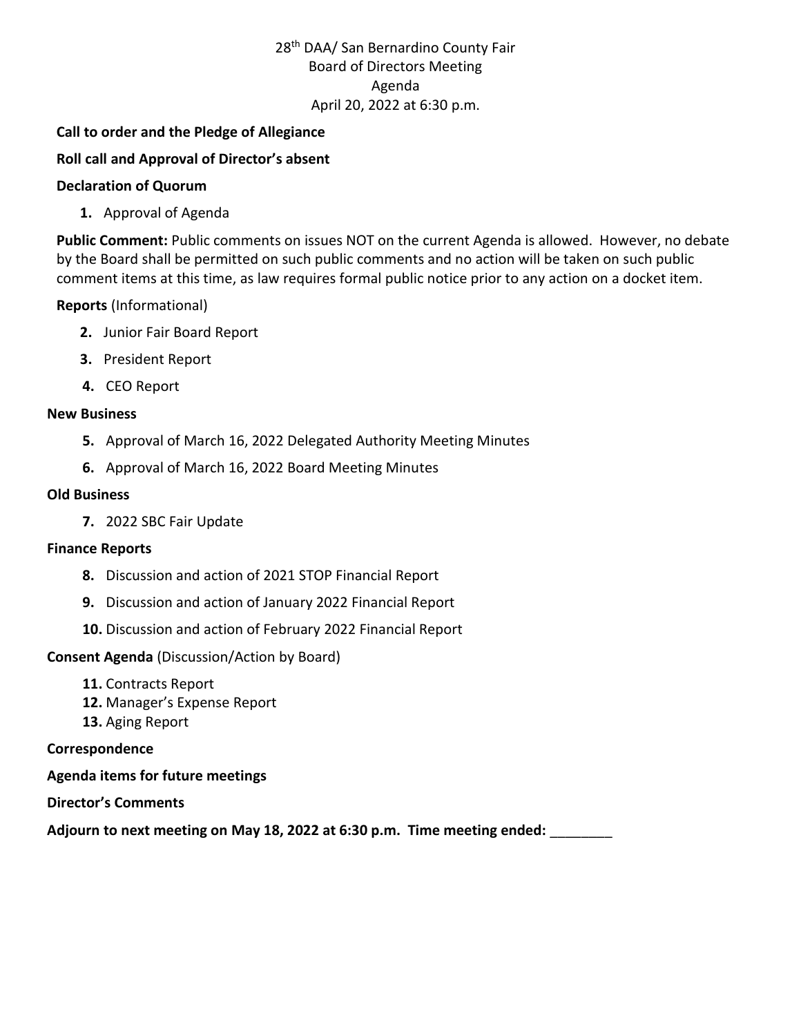28th DAA/ San Bernardino County Fair
Board of Directors Meeting
Agenda
April 20, 2022 at 6:30 p.m.

**Call to order and the Pledge of Allegiance**

**Roll call and Approval of Director's absent**

**Declaration of Quorum**

1. Approval of Agenda

**Public Comment:** Public comments on issues NOT on the current Agenda is allowed. However, no debate by the Board shall be permitted on such public comments and no action will be taken on such public comment items at this time, as law requires formal public notice prior to any action on a docket item.

**Reports** (Informational)

2. Junior Fair Board Report
3. President Report
4. CEO Report

**New Business**

5. Approval of March 16, 2022 Delegated Authority Meeting Minutes
6. Approval of March 16, 2022 Board Meeting Minutes

**Old Business**

7. 2022 SBC Fair Update

**Finance Reports**

8. Discussion and action of 2021 STOP Financial Report
9. Discussion and action of January 2022 Financial Report
10. Discussion and action of February 2022 Financial Report

**Consent Agenda** (Discussion/Action by Board)

11. Contracts Report
12. Manager's Expense Report
13. Aging Report

**Correspondence**

**Agenda items for future meetings**

**Director's Comments**

**Adjourn to next meeting on May 18, 2022 at 6:30 p.m. Time meeting ended: ________**